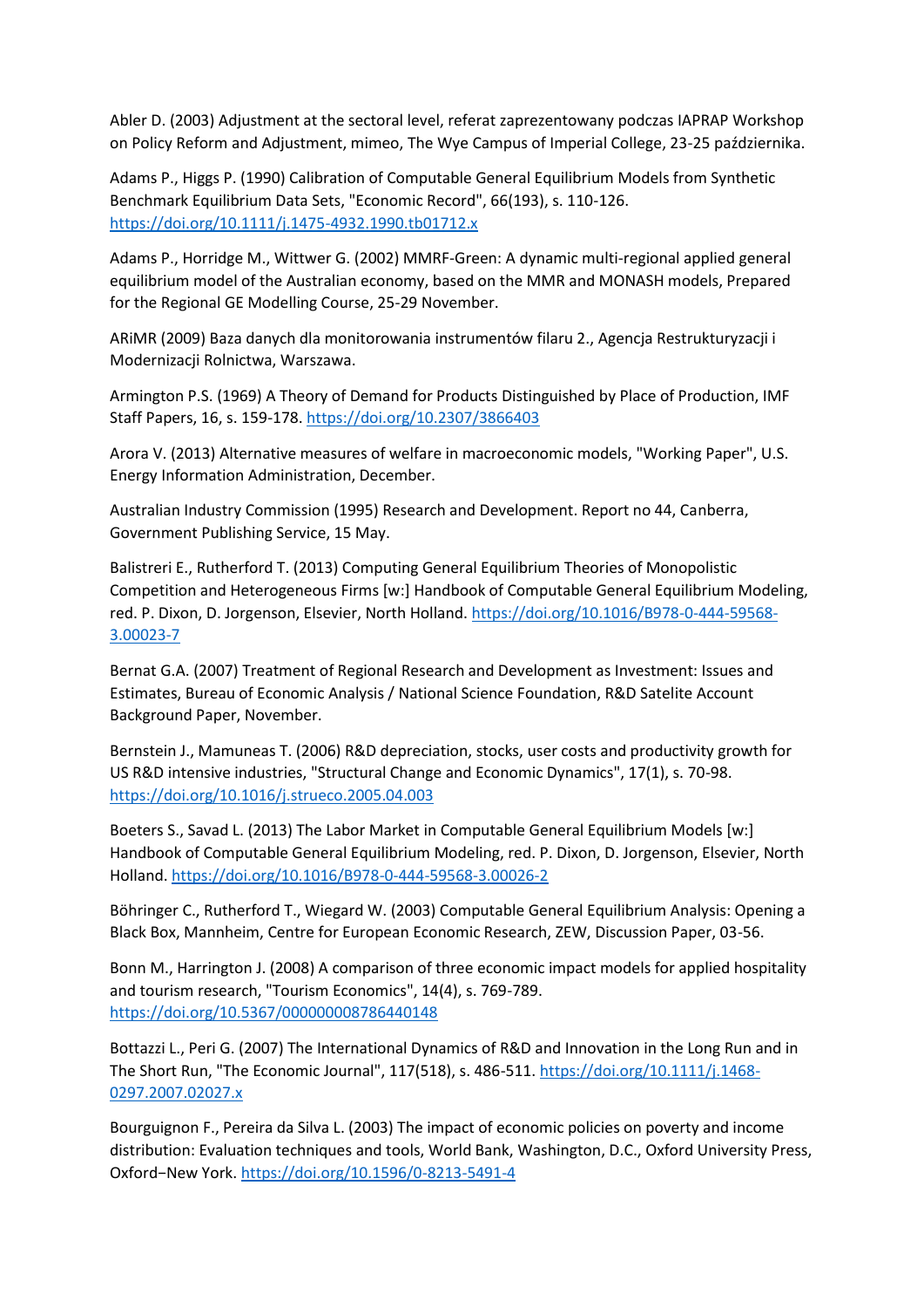Abler D. (2003) Adjustment at the sectoral level, referat zaprezentowany podczas IAPRAP Workshop on Policy Reform and Adjustment, mimeo, The Wye Campus of Imperial College, 23-25 października.

Adams P., Higgs P. (1990) Calibration of Computable General Equilibrium Models from Synthetic Benchmark Equilibrium Data Sets, "Economic Record", 66(193), s. 110-126. https://doi.org/10.1111/j.1475-4932.1990.tb01712.x

Adams P., Horridge M., Wittwer G. (2002) MMRF-Green: A dynamic multi-regional applied general equilibrium model of the Australian economy, based on the MMR and MONASH models, Prepared for the Regional GE Modelling Course, 25-29 November.

ARiMR (2009) Baza danych dla monitorowania instrumentów filaru 2., Agencja Restrukturyzacji i Modernizacji Rolnictwa, Warszawa.

Armington P.S. (1969) A Theory of Demand for Products Distinguished by Place of Production, IMF Staff Papers, 16, s. 159-178. https://doi.org/10.2307/3866403

Arora V. (2013) Alternative measures of welfare in macroeconomic models, "Working Paper", U.S. Energy Information Administration, December.

Australian Industry Commission (1995) Research and Development. Report no 44, Canberra, Government Publishing Service, 15 May.

Balistreri E., Rutherford T. (2013) Computing General Equilibrium Theories of Monopolistic Competition and Heterogeneous Firms [w:] Handbook of Computable General Equilibrium Modeling, red. P. Dixon, D. Jorgenson, Elsevier, North Holland. https://doi.org/10.1016/B978-0-444-59568-3.00023-7

Bernat G.A. (2007) Treatment of Regional Research and Development as Investment: Issues and Estimates, Bureau of Economic Analysis / National Science Foundation, R&D Satelite Account Background Paper, November.

Bernstein J., Mamuneas T. (2006) R&D depreciation, stocks, user costs and productivity growth for US R&D intensive industries, "Structural Change and Economic Dynamics", 17(1), s. 70-98. https://doi.org/10.1016/j.strueco.2005.04.003

Boeters S., Savad L. (2013) The Labor Market in Computable General Equilibrium Models [w:] Handbook of Computable General Equilibrium Modeling, red. P. Dixon, D. Jorgenson, Elsevier, North Holland. https://doi.org/10.1016/B978-0-444-59568-3.00026-2

Böhringer C., Rutherford T., Wiegard W. (2003) Computable General Equilibrium Analysis: Opening a Black Box, Mannheim, Centre for European Economic Research, ZEW, Discussion Paper, 03-56.

Bonn M., Harrington J. (2008) A comparison of three economic impact models for applied hospitality and tourism research, "Tourism Economics", 14(4), s. 769-789. https://doi.org/10.5367/000000008786440148

Bottazzi L., Peri G. (2007) The International Dynamics of R&D and Innovation in the Long Run and in The Short Run, "The Economic Journal", 117(518), s. 486-511. https://doi.org/10.1111/j.1468-0297.2007.02027.x

Bourguignon F., Pereira da Silva L. (2003) The impact of economic policies on poverty and income distribution: Evaluation techniques and tools, World Bank, Washington, D.C., Oxford University Press, Oxford−New York. https://doi.org/10.1596/0-8213-5491-4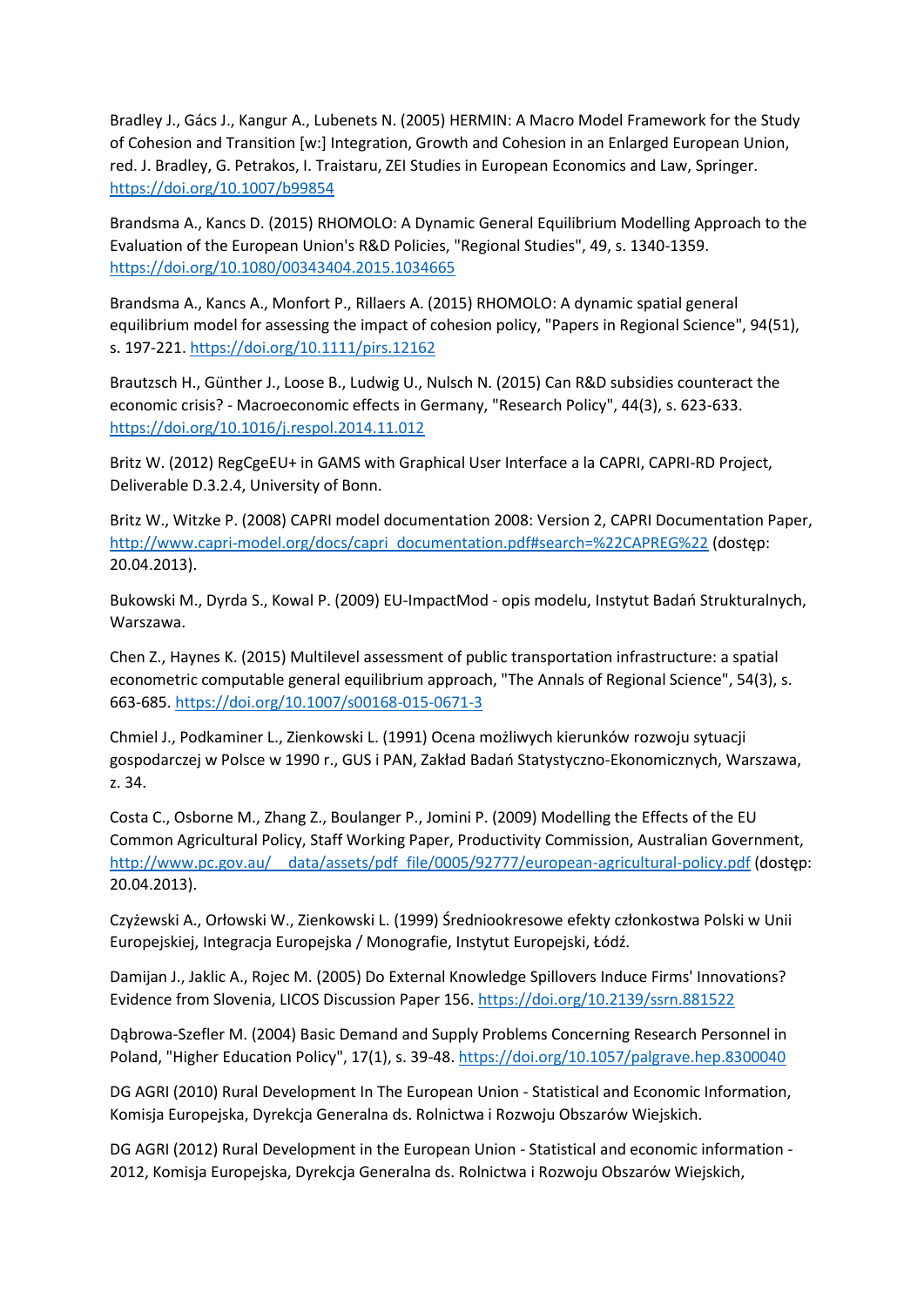Bradley J., Gács J., Kangur A., Lubenets N. (2005) HERMIN: A Macro Model Framework for the Study of Cohesion and Transition [w:] Integration, Growth and Cohesion in an Enlarged European Union, red. J. Bradley, G. Petrakos, I. Traistaru, ZEI Studies in European Economics and Law, Springer. https://doi.org/10.1007/b99854

Brandsma A., Kancs D. (2015) RHOMOLO: A Dynamic General Equilibrium Modelling Approach to the Evaluation of the European Union's R&D Policies, "Regional Studies", 49, s. 1340-1359. https://doi.org/10.1080/00343404.2015.1034665

Brandsma A., Kancs A., Monfort P., Rillaers A. (2015) RHOMOLO: A dynamic spatial general equilibrium model for assessing the impact of cohesion policy, "Papers in Regional Science", 94(51), s. 197-221. https://doi.org/10.1111/pirs.12162

Brautzsch H., Günther J., Loose B., Ludwig U., Nulsch N. (2015) Can R&D subsidies counteract the economic crisis? - Macroeconomic effects in Germany, "Research Policy", 44(3), s. 623-633. https://doi.org/10.1016/j.respol.2014.11.012

Britz W. (2012) RegCgeEU+ in GAMS with Graphical User Interface a la CAPRI, CAPRI-RD Project, Deliverable D.3.2.4, University of Bonn.

Britz W., Witzke P. (2008) CAPRI model documentation 2008: Version 2, CAPRI Documentation Paper, http://www.capri-model.org/docs/capri_documentation.pdf#search=%22CAPREG%22 (dostęp: 20.04.2013).

Bukowski M., Dyrda S., Kowal P. (2009) EU-ImpactMod - opis modelu, Instytut Badań Strukturalnych, Warszawa.

Chen Z., Haynes K. (2015) Multilevel assessment of public transportation infrastructure: a spatial econometric computable general equilibrium approach, "The Annals of Regional Science", 54(3), s. 663-685. https://doi.org/10.1007/s00168-015-0671-3

Chmiel J., Podkaminer L., Zienkowski L. (1991) Ocena możliwych kierunków rozwoju sytuacji gospodarczej w Polsce w 1990 r., GUS i PAN, Zakład Badań Statystyczno-Ekonomicznych, Warszawa, z. 34.

Costa C., Osborne M., Zhang Z., Boulanger P., Jomini P. (2009) Modelling the Effects of the EU Common Agricultural Policy, Staff Working Paper, Productivity Commission, Australian Government, http://www.pc.gov.au/__data/assets/pdf_file/0005/92777/european-agricultural-policy.pdf (dostęp: 20.04.2013).

Czyżewski A., Orłowski W., Zienkowski L. (1999) Średniookresowe efekty członkostwa Polski w Unii Europejskiej, Integracja Europejska / Monografie, Instytut Europejski, Łódź.

Damijan J., Jaklic A., Rojec M. (2005) Do External Knowledge Spillovers Induce Firms' Innovations? Evidence from Slovenia, LICOS Discussion Paper 156. https://doi.org/10.2139/ssrn.881522

Dąbrowa-Szefler M. (2004) Basic Demand and Supply Problems Concerning Research Personnel in Poland, "Higher Education Policy", 17(1), s. 39-48. https://doi.org/10.1057/palgrave.hep.8300040

DG AGRI (2010) Rural Development In The European Union - Statistical and Economic Information, Komisja Europejska, Dyrekcja Generalna ds. Rolnictwa i Rozwoju Obszarów Wiejskich.

DG AGRI (2012) Rural Development in the European Union - Statistical and economic information - 2012, Komisja Europejska, Dyrekcja Generalna ds. Rolnictwa i Rozwoju Obszarów Wiejskich,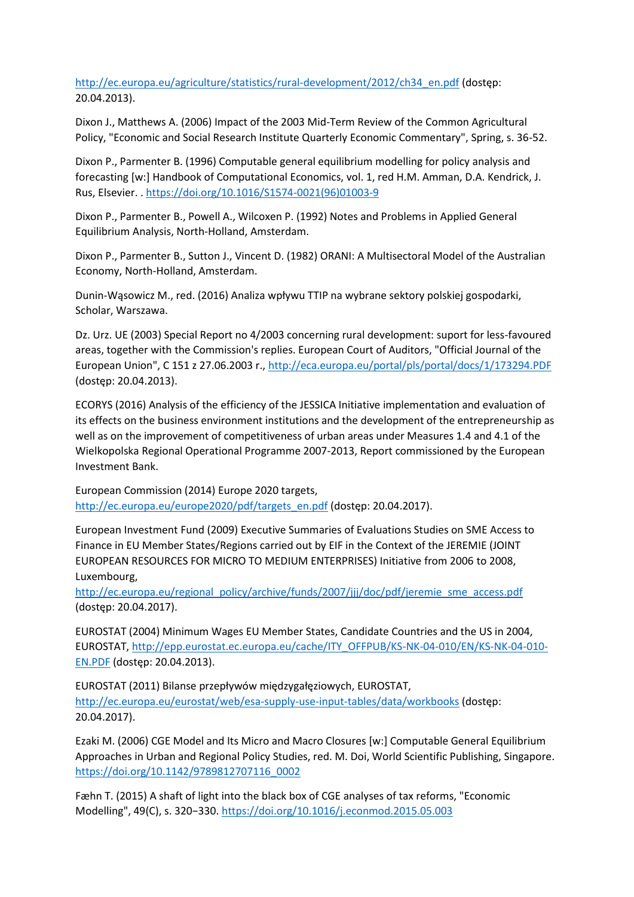http://ec.europa.eu/agriculture/statistics/rural-development/2012/ch34_en.pdf (dostęp: 20.04.2013).

Dixon J., Matthews A. (2006) Impact of the 2003 Mid-Term Review of the Common Agricultural Policy, "Economic and Social Research Institute Quarterly Economic Commentary", Spring, s. 36-52.

Dixon P., Parmenter B. (1996) Computable general equilibrium modelling for policy analysis and forecasting [w:] Handbook of Computational Economics, vol. 1, red H.M. Amman, D.A. Kendrick, J. Rus, Elsevier. . https://doi.org/10.1016/S1574-0021(96)01003-9

Dixon P., Parmenter B., Powell A., Wilcoxen P. (1992) Notes and Problems in Applied General Equilibrium Analysis, North-Holland, Amsterdam.

Dixon P., Parmenter B., Sutton J., Vincent D. (1982) ORANI: A Multisectoral Model of the Australian Economy, North-Holland, Amsterdam.

Dunin-Wąsowicz M., red. (2016) Analiza wpływu TTIP na wybrane sektory polskiej gospodarki, Scholar, Warszawa.

Dz. Urz. UE (2003) Special Report no 4/2003 concerning rural development: suport for less-favoured areas, together with the Commission's replies. European Court of Auditors, "Official Journal of the European Union", C 151 z 27.06.2003 r., http://eca.europa.eu/portal/pls/portal/docs/1/173294.PDF (dostęp: 20.04.2013).

ECORYS (2016) Analysis of the efficiency of the JESSICA Initiative implementation and evaluation of its effects on the business environment institutions and the development of the entrepreneurship as well as on the improvement of competitiveness of urban areas under Measures 1.4 and 4.1 of the Wielkopolska Regional Operational Programme 2007-2013, Report commissioned by the European Investment Bank.

European Commission (2014) Europe 2020 targets, http://ec.europa.eu/europe2020/pdf/targets_en.pdf (dostęp: 20.04.2017).

European Investment Fund (2009) Executive Summaries of Evaluations Studies on SME Access to Finance in EU Member States/Regions carried out by EIF in the Context of the JEREMIE (JOINT EUROPEAN RESOURCES FOR MICRO TO MEDIUM ENTERPRISES) Initiative from 2006 to 2008, Luxembourg, http://ec.europa.eu/regional_policy/archive/funds/2007/jjj/doc/pdf/jeremie_sme_access.pdf (dostęp: 20.04.2017).

EUROSTAT (2004) Minimum Wages EU Member States, Candidate Countries and the US in 2004, EUROSTAT, http://epp.eurostat.ec.europa.eu/cache/ITY_OFFPUB/KS-NK-04-010/EN/KS-NK-04-010-EN.PDF (dostęp: 20.04.2013).

EUROSTAT (2011) Bilanse przepływów międzygałęziowych, EUROSTAT, http://ec.europa.eu/eurostat/web/esa-supply-use-input-tables/data/workbooks (dostęp: 20.04.2017).

Ezaki M. (2006) CGE Model and Its Micro and Macro Closures [w:] Computable General Equilibrium Approaches in Urban and Regional Policy Studies, red. M. Doi, World Scientific Publishing, Singapore. https://doi.org/10.1142/9789812707116_0002

Fæhn T. (2015) A shaft of light into the black box of CGE analyses of tax reforms, "Economic Modelling", 49(C), s. 320−330. https://doi.org/10.1016/j.econmod.2015.05.003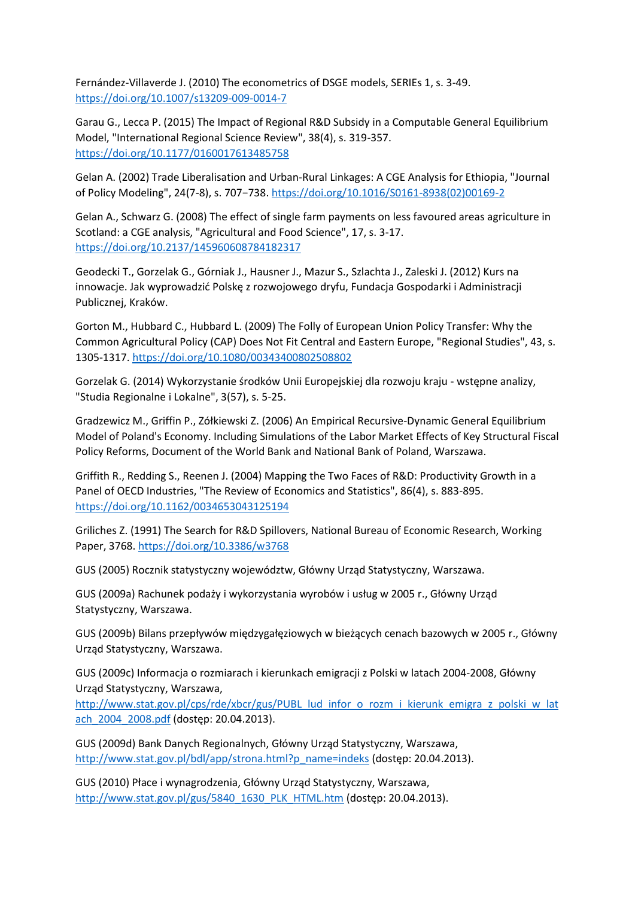Fernández-Villaverde J. (2010) The econometrics of DSGE models, SERIEs 1, s. 3-49. https://doi.org/10.1007/s13209-009-0014-7

Garau G., Lecca P. (2015) The Impact of Regional R&D Subsidy in a Computable General Equilibrium Model, "International Regional Science Review", 38(4), s. 319-357. https://doi.org/10.1177/0160017613485758

Gelan A. (2002) Trade Liberalisation and Urban-Rural Linkages: A CGE Analysis for Ethiopia, "Journal of Policy Modeling", 24(7-8), s. 707−738. https://doi.org/10.1016/S0161-8938(02)00169-2

Gelan A., Schwarz G. (2008) The effect of single farm payments on less favoured areas agriculture in Scotland: a CGE analysis, "Agricultural and Food Science", 17, s. 3-17. https://doi.org/10.2137/145960608784182317

Geodecki T., Gorzelak G., Górniak J., Hausner J., Mazur S., Szlachta J., Zaleski J. (2012) Kurs na innowacje. Jak wyprowadzić Polskę z rozwojowego dryfu, Fundacja Gospodarki i Administracji Publicznej, Kraków.

Gorton M., Hubbard C., Hubbard L. (2009) The Folly of European Union Policy Transfer: Why the Common Agricultural Policy (CAP) Does Not Fit Central and Eastern Europe, "Regional Studies", 43, s. 1305-1317. https://doi.org/10.1080/00343400802508802

Gorzelak G. (2014) Wykorzystanie środków Unii Europejskiej dla rozwoju kraju - wstępne analizy, "Studia Regionalne i Lokalne", 3(57), s. 5-25.

Gradzewicz M., Griffin P., Zółkiewski Z. (2006) An Empirical Recursive-Dynamic General Equilibrium Model of Poland's Economy. Including Simulations of the Labor Market Effects of Key Structural Fiscal Policy Reforms, Document of the World Bank and National Bank of Poland, Warszawa.

Griffith R., Redding S., Reenen J. (2004) Mapping the Two Faces of R&D: Productivity Growth in a Panel of OECD Industries, "The Review of Economics and Statistics", 86(4), s. 883-895. https://doi.org/10.1162/0034653043125194

Griliches Z. (1991) The Search for R&D Spillovers, National Bureau of Economic Research, Working Paper, 3768. https://doi.org/10.3386/w3768

GUS (2005) Rocznik statystyczny województw, Główny Urząd Statystyczny, Warszawa.

GUS (2009a) Rachunek podaży i wykorzystania wyrobów i usług w 2005 r., Główny Urząd Statystyczny, Warszawa.

GUS (2009b) Bilans przepływów międzygałęziowych w bieżących cenach bazowych w 2005 r., Główny Urząd Statystyczny, Warszawa.

GUS (2009c) Informacja o rozmiarach i kierunkach emigracji z Polski w latach 2004-2008, Główny Urząd Statystyczny, Warszawa, http://www.stat.gov.pl/cps/rde/xbcr/gus/PUBL_lud_infor_o_rozm_i_kierunk_emigra_z_polski_w_latach_2004_2008.pdf (dostęp: 20.04.2013).

GUS (2009d) Bank Danych Regionalnych, Główny Urząd Statystyczny, Warszawa, http://www.stat.gov.pl/bdl/app/strona.html?p_name=indeks (dostęp: 20.04.2013).

GUS (2010) Płace i wynagrodzenia, Główny Urząd Statystyczny, Warszawa, http://www.stat.gov.pl/gus/5840_1630_PLK_HTML.htm (dostęp: 20.04.2013).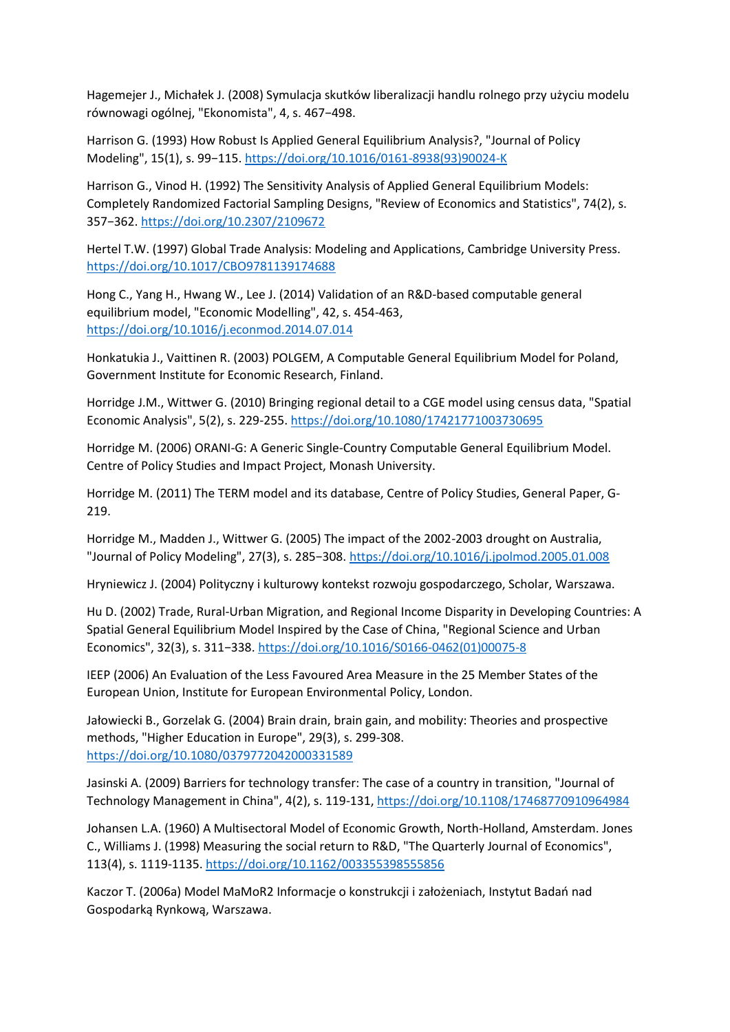Hagemejer J., Michałek J. (2008) Symulacja skutków liberalizacji handlu rolnego przy użyciu modelu równowagi ogólnej, "Ekonomista", 4, s. 467−498.

Harrison G. (1993) How Robust Is Applied General Equilibrium Analysis?, "Journal of Policy Modeling", 15(1), s. 99−115. https://doi.org/10.1016/0161-8938(93)90024-K

Harrison G., Vinod H. (1992) The Sensitivity Analysis of Applied General Equilibrium Models: Completely Randomized Factorial Sampling Designs, "Review of Economics and Statistics", 74(2), s. 357−362. https://doi.org/10.2307/2109672

Hertel T.W. (1997) Global Trade Analysis: Modeling and Applications, Cambridge University Press. https://doi.org/10.1017/CBO9781139174688

Hong C., Yang H., Hwang W., Lee J. (2014) Validation of an R&D-based computable general equilibrium model, "Economic Modelling", 42, s. 454-463, https://doi.org/10.1016/j.econmod.2014.07.014

Honkatukia J., Vaittinen R. (2003) POLGEM, A Computable General Equilibrium Model for Poland, Government Institute for Economic Research, Finland.

Horridge J.M., Wittwer G. (2010) Bringing regional detail to a CGE model using census data, "Spatial Economic Analysis", 5(2), s. 229-255. https://doi.org/10.1080/17421771003730695

Horridge M. (2006) ORANI-G: A Generic Single-Country Computable General Equilibrium Model. Centre of Policy Studies and Impact Project, Monash University.

Horridge M. (2011) The TERM model and its database, Centre of Policy Studies, General Paper, G-219.

Horridge M., Madden J., Wittwer G. (2005) The impact of the 2002-2003 drought on Australia, "Journal of Policy Modeling", 27(3), s. 285−308. https://doi.org/10.1016/j.jpolmod.2005.01.008

Hryniewicz J. (2004) Polityczny i kulturowy kontekst rozwoju gospodarczego, Scholar, Warszawa.

Hu D. (2002) Trade, Rural-Urban Migration, and Regional Income Disparity in Developing Countries: A Spatial General Equilibrium Model Inspired by the Case of China, "Regional Science and Urban Economics", 32(3), s. 311−338. https://doi.org/10.1016/S0166-0462(01)00075-8

IEEP (2006) An Evaluation of the Less Favoured Area Measure in the 25 Member States of the European Union, Institute for European Environmental Policy, London.

Jałowiecki B., Gorzelak G. (2004) Brain drain, brain gain, and mobility: Theories and prospective methods, "Higher Education in Europe", 29(3), s. 299-308. https://doi.org/10.1080/0379772042000331589

Jasinski A. (2009) Barriers for technology transfer: The case of a country in transition, "Journal of Technology Management in China", 4(2), s. 119-131, https://doi.org/10.1108/17468770910964984

Johansen L.A. (1960) A Multisectoral Model of Economic Growth, North-Holland, Amsterdam. Jones C., Williams J. (1998) Measuring the social return to R&D, "The Quarterly Journal of Economics", 113(4), s. 1119-1135. https://doi.org/10.1162/003355398555856

Kaczor T. (2006a) Model MaMoR2 Informacje o konstrukcji i założeniach, Instytut Badań nad Gospodarką Rynkową, Warszawa.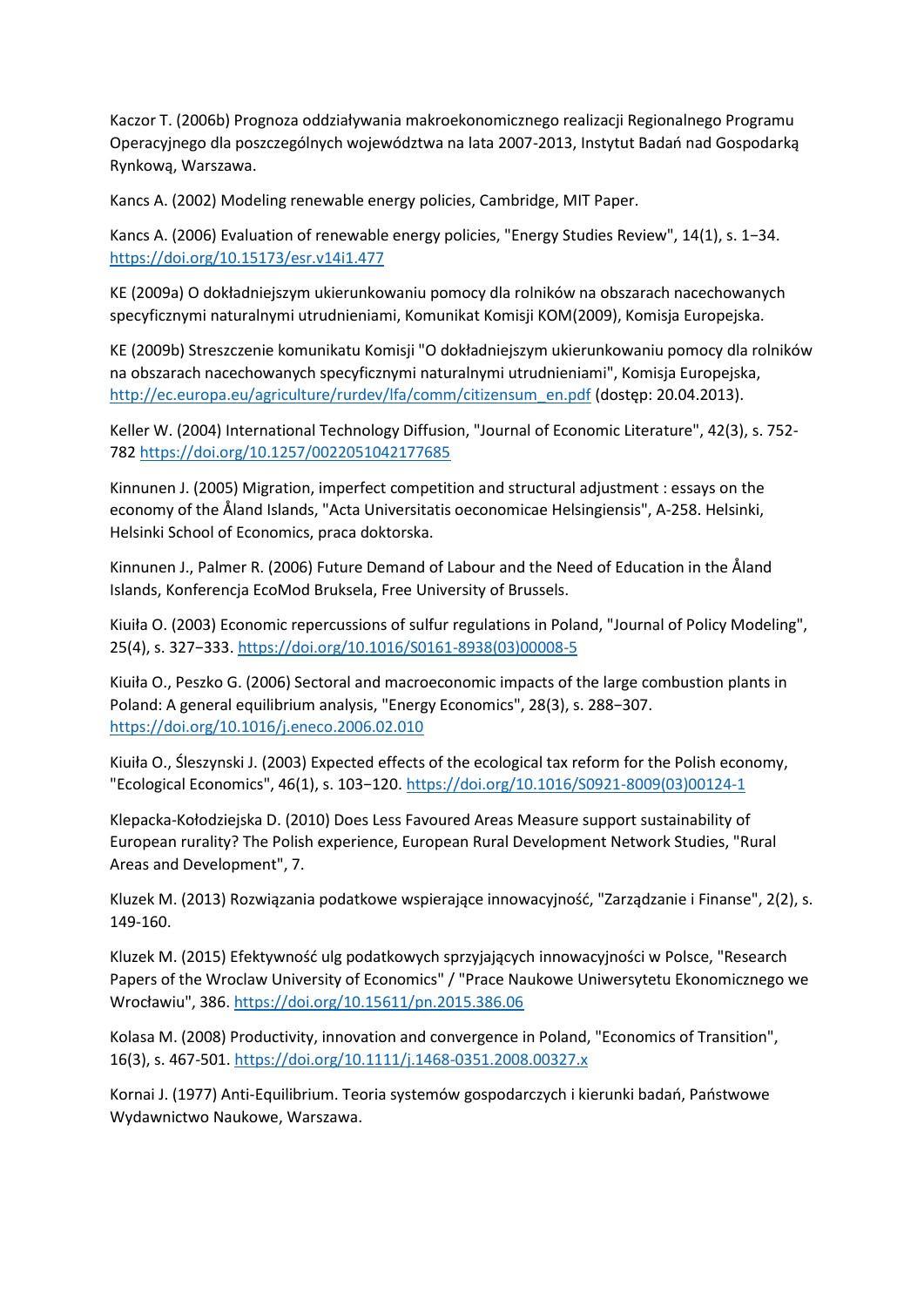Kaczor T. (2006b) Prognoza oddziaływania makroekonomicznego realizacji Regionalnego Programu Operacyjnego dla poszczególnych województwa na lata 2007-2013, Instytut Badań nad Gospodarką Rynkową, Warszawa.

Kancs A. (2002) Modeling renewable energy policies, Cambridge, MIT Paper.

Kancs A. (2006) Evaluation of renewable energy policies, "Energy Studies Review", 14(1), s. 1−34. https://doi.org/10.15173/esr.v14i1.477

KE (2009a) O dokładniejszym ukierunkowaniu pomocy dla rolników na obszarach nacechowanych specyficznymi naturalnymi utrudnieniami, Komunikat Komisji KOM(2009), Komisja Europejska.

KE (2009b) Streszczenie komunikatu Komisji "O dokładniejszym ukierunkowaniu pomocy dla rolników na obszarach nacechowanych specyficznymi naturalnymi utrudnieniami", Komisja Europejska, http://ec.europa.eu/agriculture/rurdev/lfa/comm/citizensum_en.pdf (dostęp: 20.04.2013).

Keller W. (2004) International Technology Diffusion, "Journal of Economic Literature", 42(3), s. 752-782 https://doi.org/10.1257/0022051042177685

Kinnunen J. (2005) Migration, imperfect competition and structural adjustment : essays on the economy of the Åland Islands, "Acta Universitatis oeconomicae Helsingiensis", A-258. Helsinki, Helsinki School of Economics, praca doktorska.

Kinnunen J., Palmer R. (2006) Future Demand of Labour and the Need of Education in the Åland Islands, Konferencja EcoMod Bruksela, Free University of Brussels.

Kiuiła O. (2003) Economic repercussions of sulfur regulations in Poland, "Journal of Policy Modeling", 25(4), s. 327−333. https://doi.org/10.1016/S0161-8938(03)00008-5

Kiuiła O., Peszko G. (2006) Sectoral and macroeconomic impacts of the large combustion plants in Poland: A general equilibrium analysis, "Energy Economics", 28(3), s. 288−307. https://doi.org/10.1016/j.eneco.2006.02.010

Kiuiła O., Śleszynski J. (2003) Expected effects of the ecological tax reform for the Polish economy, "Ecological Economics", 46(1), s. 103−120. https://doi.org/10.1016/S0921-8009(03)00124-1

Klepacka-Kołodziejska D. (2010) Does Less Favoured Areas Measure support sustainability of European rurality? The Polish experience, European Rural Development Network Studies, "Rural Areas and Development", 7.

Kluzek M. (2013) Rozwiązania podatkowe wspierające innowacyjność, "Zarządzanie i Finanse", 2(2), s. 149-160.

Kluzek M. (2015) Efektywność ulg podatkowych sprzyjających innowacyjności w Polsce, "Research Papers of the Wroclaw University of Economics" / "Prace Naukowe Uniwersytetu Ekonomicznego we Wrocławiu", 386. https://doi.org/10.15611/pn.2015.386.06

Kolasa M. (2008) Productivity, innovation and convergence in Poland, "Economics of Transition", 16(3), s. 467-501. https://doi.org/10.1111/j.1468-0351.2008.00327.x

Kornai J. (1977) Anti-Equilibrium. Teoria systemów gospodarczych i kierunki badań, Państwowe Wydawnictwo Naukowe, Warszawa.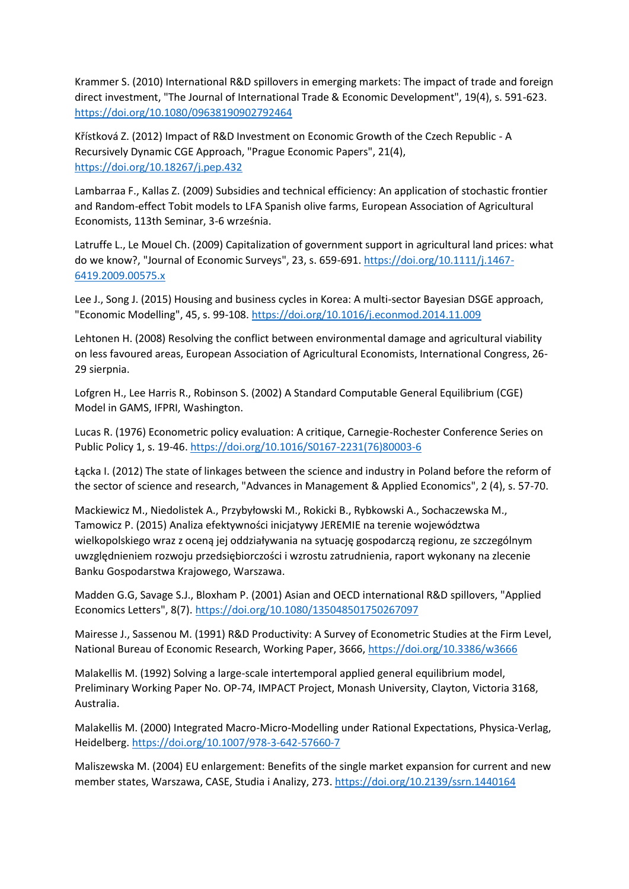Krammer S. (2010) International R&D spillovers in emerging markets: The impact of trade and foreign direct investment, "The Journal of International Trade & Economic Development", 19(4), s. 591-623. https://doi.org/10.1080/09638190902792464

Křístková Z. (2012) Impact of R&D Investment on Economic Growth of the Czech Republic - A Recursively Dynamic CGE Approach, "Prague Economic Papers", 21(4), https://doi.org/10.18267/j.pep.432

Lambarraa F., Kallas Z. (2009) Subsidies and technical efficiency: An application of stochastic frontier and Random-effect Tobit models to LFA Spanish olive farms, European Association of Agricultural Economists, 113th Seminar, 3-6 września.

Latruffe L., Le Mouel Ch. (2009) Capitalization of government support in agricultural land prices: what do we know?, "Journal of Economic Surveys", 23, s. 659-691. https://doi.org/10.1111/j.1467-6419.2009.00575.x

Lee J., Song J. (2015) Housing and business cycles in Korea: A multi-sector Bayesian DSGE approach, "Economic Modelling", 45, s. 99-108. https://doi.org/10.1016/j.econmod.2014.11.009

Lehtonen H. (2008) Resolving the conflict between environmental damage and agricultural viability on less favoured areas, European Association of Agricultural Economists, International Congress, 26-29 sierpnia.

Lofgren H., Lee Harris R., Robinson S. (2002) A Standard Computable General Equilibrium (CGE) Model in GAMS, IFPRI, Washington.

Lucas R. (1976) Econometric policy evaluation: A critique, Carnegie-Rochester Conference Series on Public Policy 1, s. 19-46. https://doi.org/10.1016/S0167-2231(76)80003-6

Łącka I. (2012) The state of linkages between the science and industry in Poland before the reform of the sector of science and research, "Advances in Management & Applied Economics", 2 (4), s. 57-70.

Mackiewicz M., Niedolistek A., Przybyłowski M., Rokicki B., Rybkowski A., Sochaczewska M., Tamowicz P. (2015) Analiza efektywności inicjatywy JEREMIE na terenie województwa wielkopolskiego wraz z oceną jej oddziaływania na sytuację gospodarczą regionu, ze szczególnym uwzględnieniem rozwoju przedsiębiorczości i wzrostu zatrudnienia, raport wykonany na zlecenie Banku Gospodarstwa Krajowego, Warszawa.

Madden G.G, Savage S.J., Bloxham P. (2001) Asian and OECD international R&D spillovers, "Applied Economics Letters", 8(7). https://doi.org/10.1080/135048501750267097

Mairesse J., Sassenou M. (1991) R&D Productivity: A Survey of Econometric Studies at the Firm Level, National Bureau of Economic Research, Working Paper, 3666, https://doi.org/10.3386/w3666

Malakellis M. (1992) Solving a large-scale intertemporal applied general equilibrium model, Preliminary Working Paper No. OP-74, IMPACT Project, Monash University, Clayton, Victoria 3168, Australia.

Malakellis M. (2000) Integrated Macro-Micro-Modelling under Rational Expectations, Physica-Verlag, Heidelberg. https://doi.org/10.1007/978-3-642-57660-7

Maliszewska M. (2004) EU enlargement: Benefits of the single market expansion for current and new member states, Warszawa, CASE, Studia i Analizy, 273. https://doi.org/10.2139/ssrn.1440164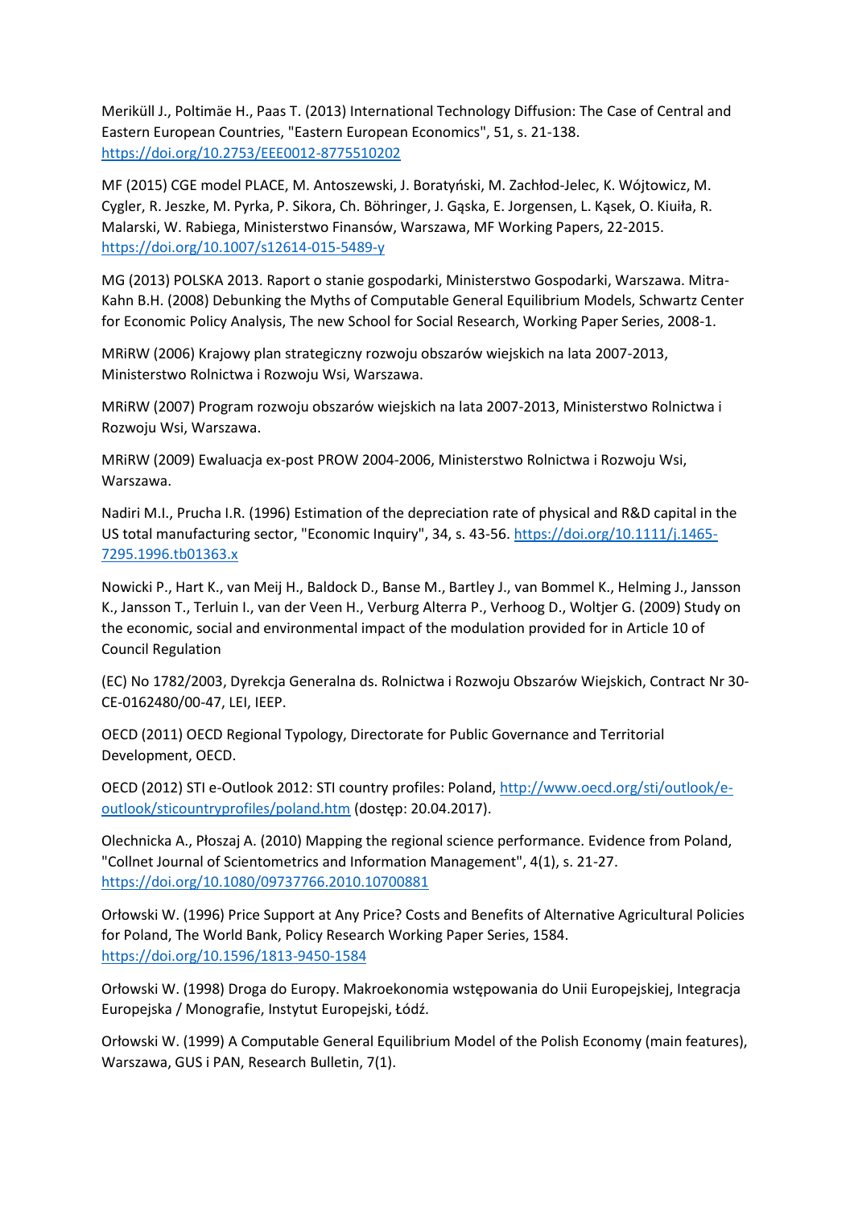Meriküll J., Poltimäe H., Paas T. (2013) International Technology Diffusion: The Case of Central and Eastern European Countries, "Eastern European Economics", 51, s. 21-138. https://doi.org/10.2753/EEE0012-8775510202

MF (2015) CGE model PLACE, M. Antoszewski, J. Boratyński, M. Zachłod-Jelec, K. Wójtowicz, M. Cygler, R. Jeszke, M. Pyrka, P. Sikora, Ch. Böhringer, J. Gąska, E. Jorgensen, L. Kąsek, O. Kiuiła, R. Malarski, W. Rabiega, Ministerstwo Finansów, Warszawa, MF Working Papers, 22-2015. https://doi.org/10.1007/s12614-015-5489-y

MG (2013) POLSKA 2013. Raport o stanie gospodarki, Ministerstwo Gospodarki, Warszawa. Mitra-Kahn B.H. (2008) Debunking the Myths of Computable General Equilibrium Models, Schwartz Center for Economic Policy Analysis, The new School for Social Research, Working Paper Series, 2008-1.

MRiRW (2006) Krajowy plan strategiczny rozwoju obszarów wiejskich na lata 2007-2013, Ministerstwo Rolnictwa i Rozwoju Wsi, Warszawa.

MRiRW (2007) Program rozwoju obszarów wiejskich na lata 2007-2013, Ministerstwo Rolnictwa i Rozwoju Wsi, Warszawa.

MRiRW (2009) Ewaluacja ex-post PROW 2004-2006, Ministerstwo Rolnictwa i Rozwoju Wsi, Warszawa.

Nadiri M.I., Prucha I.R. (1996) Estimation of the depreciation rate of physical and R&D capital in the US total manufacturing sector, "Economic Inquiry", 34, s. 43-56. https://doi.org/10.1111/j.1465-7295.1996.tb01363.x

Nowicki P., Hart K., van Meij H., Baldock D., Banse M., Bartley J., van Bommel K., Helming J., Jansson K., Jansson T., Terluin I., van der Veen H., Verburg Alterra P., Verhoog D., Woltjer G. (2009) Study on the economic, social and environmental impact of the modulation provided for in Article 10 of Council Regulation

(EC) No 1782/2003, Dyrekcja Generalna ds. Rolnictwa i Rozwoju Obszarów Wiejskich, Contract Nr 30-CE-0162480/00-47, LEI, IEEP.

OECD (2011) OECD Regional Typology, Directorate for Public Governance and Territorial Development, OECD.

OECD (2012) STI e-Outlook 2012: STI country profiles: Poland, http://www.oecd.org/sti/outlook/e-outlook/sticountryprofiles/poland.htm (dostęp: 20.04.2017).

Olechnicka A., Płoszaj A. (2010) Mapping the regional science performance. Evidence from Poland, "Collnet Journal of Scientometrics and Information Management", 4(1), s. 21-27. https://doi.org/10.1080/09737766.2010.10700881

Orłowski W. (1996) Price Support at Any Price? Costs and Benefits of Alternative Agricultural Policies for Poland, The World Bank, Policy Research Working Paper Series, 1584. https://doi.org/10.1596/1813-9450-1584

Orłowski W. (1998) Droga do Europy. Makroekonomia wstępowania do Unii Europejskiej, Integracja Europejska / Monografie, Instytut Europejski, Łódź.

Orłowski W. (1999) A Computable General Equilibrium Model of the Polish Economy (main features), Warszawa, GUS i PAN, Research Bulletin, 7(1).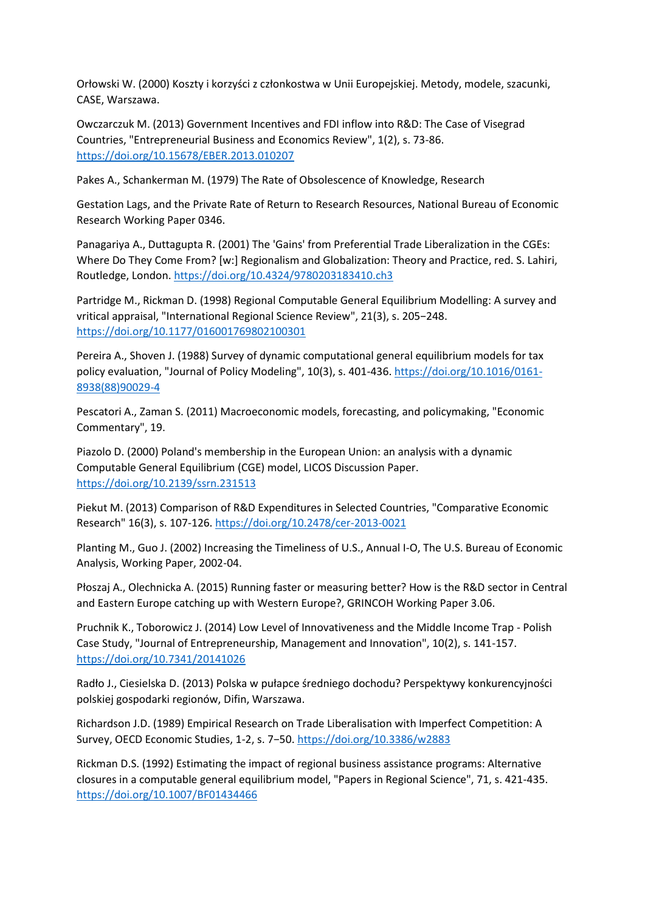Orłowski W. (2000) Koszty i korzyści z członkostwa w Unii Europejskiej. Metody, modele, szacunki, CASE, Warszawa.

Owczarczuk M. (2013) Government Incentives and FDI inflow into R&D: The Case of Visegrad Countries, "Entrepreneurial Business and Economics Review", 1(2), s. 73-86. https://doi.org/10.15678/EBER.2013.010207

Pakes A., Schankerman M. (1979) The Rate of Obsolescence of Knowledge, Research

Gestation Lags, and the Private Rate of Return to Research Resources, National Bureau of Economic Research Working Paper 0346.

Panagariya A., Duttagupta R. (2001) The 'Gains' from Preferential Trade Liberalization in the CGEs: Where Do They Come From? [w:] Regionalism and Globalization: Theory and Practice, red. S. Lahiri, Routledge, London. https://doi.org/10.4324/9780203183410.ch3

Partridge M., Rickman D. (1998) Regional Computable General Equilibrium Modelling: A survey and vritical appraisal, "International Regional Science Review", 21(3), s. 205−248. https://doi.org/10.1177/016001769802100301

Pereira A., Shoven J. (1988) Survey of dynamic computational general equilibrium models for tax policy evaluation, "Journal of Policy Modeling", 10(3), s. 401-436. https://doi.org/10.1016/0161-8938(88)90029-4

Pescatori A., Zaman S. (2011) Macroeconomic models, forecasting, and policymaking, "Economic Commentary", 19.

Piazolo D. (2000) Poland's membership in the European Union: an analysis with a dynamic Computable General Equilibrium (CGE) model, LICOS Discussion Paper. https://doi.org/10.2139/ssrn.231513

Piekut M. (2013) Comparison of R&D Expenditures in Selected Countries, "Comparative Economic Research" 16(3), s. 107-126. https://doi.org/10.2478/cer-2013-0021

Planting M., Guo J. (2002) Increasing the Timeliness of U.S., Annual I-O, The U.S. Bureau of Economic Analysis, Working Paper, 2002-04.

Płoszaj A., Olechnicka A. (2015) Running faster or measuring better? How is the R&D sector in Central and Eastern Europe catching up with Western Europe?, GRINCOH Working Paper 3.06.

Pruchnik K., Toborowicz J. (2014) Low Level of Innovativeness and the Middle Income Trap - Polish Case Study, "Journal of Entrepreneurship, Management and Innovation", 10(2), s. 141-157. https://doi.org/10.7341/20141026

Radło J., Ciesielska D. (2013) Polska w pułapce średniego dochodu? Perspektywy konkurencyjności polskiej gospodarki regionów, Difin, Warszawa.

Richardson J.D. (1989) Empirical Research on Trade Liberalisation with Imperfect Competition: A Survey, OECD Economic Studies, 1-2, s. 7−50. https://doi.org/10.3386/w2883

Rickman D.S. (1992) Estimating the impact of regional business assistance programs: Alternative closures in a computable general equilibrium model, "Papers in Regional Science", 71, s. 421-435. https://doi.org/10.1007/BF01434466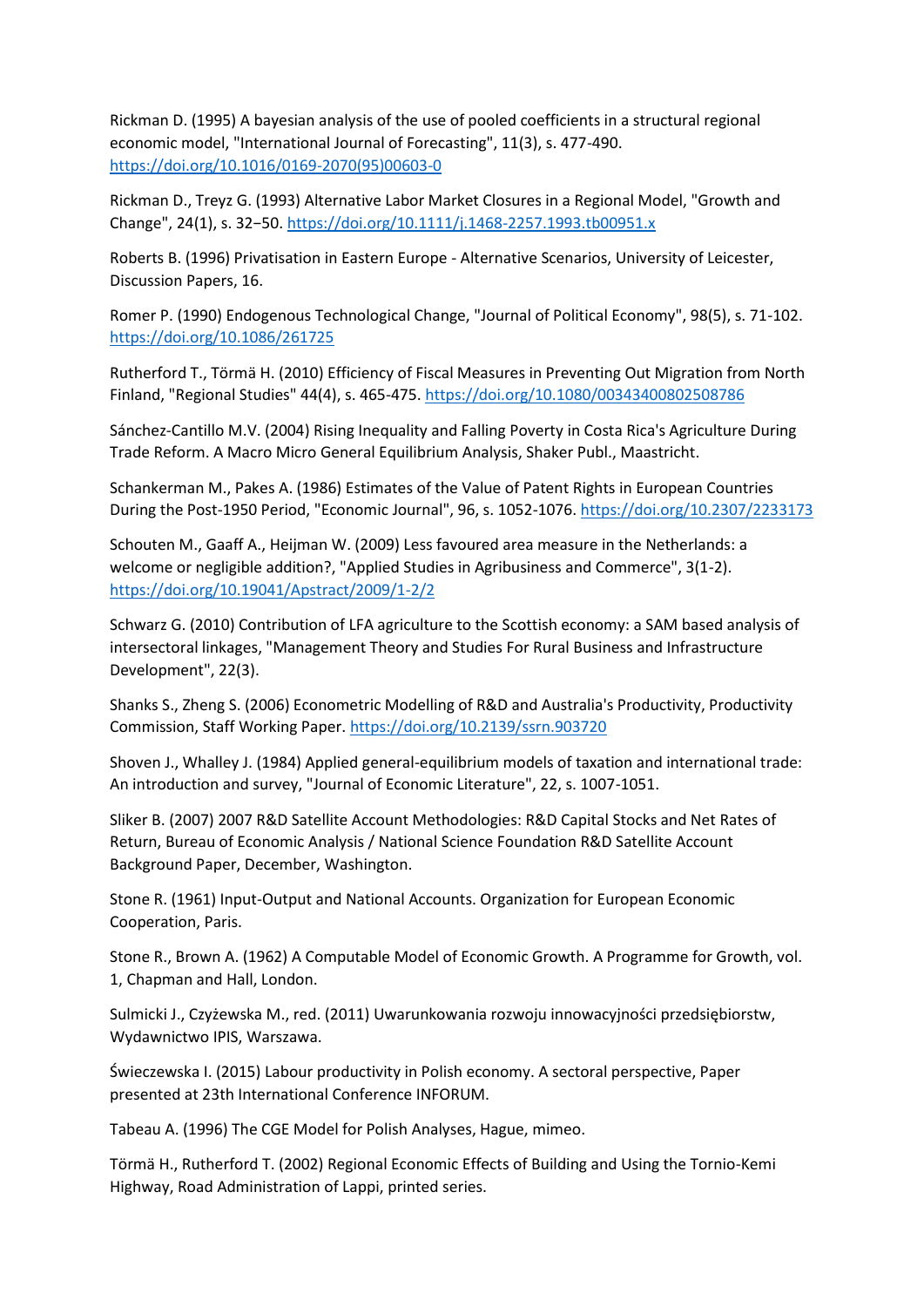Rickman D. (1995) A bayesian analysis of the use of pooled coefficients in a structural regional economic model, "International Journal of Forecasting", 11(3), s. 477-490. https://doi.org/10.1016/0169-2070(95)00603-0

Rickman D., Treyz G. (1993) Alternative Labor Market Closures in a Regional Model, "Growth and Change", 24(1), s. 32−50. https://doi.org/10.1111/j.1468-2257.1993.tb00951.x

Roberts B. (1996) Privatisation in Eastern Europe - Alternative Scenarios, University of Leicester, Discussion Papers, 16.

Romer P. (1990) Endogenous Technological Change, "Journal of Political Economy", 98(5), s. 71-102. https://doi.org/10.1086/261725

Rutherford T., Törmä H. (2010) Efficiency of Fiscal Measures in Preventing Out Migration from North Finland, "Regional Studies" 44(4), s. 465-475. https://doi.org/10.1080/00343400802508786

Sánchez-Cantillo M.V. (2004) Rising Inequality and Falling Poverty in Costa Rica's Agriculture During Trade Reform. A Macro Micro General Equilibrium Analysis, Shaker Publ., Maastricht.

Schankerman M., Pakes A. (1986) Estimates of the Value of Patent Rights in European Countries During the Post-1950 Period, "Economic Journal", 96, s. 1052-1076. https://doi.org/10.2307/2233173

Schouten M., Gaaff A., Heijman W. (2009) Less favoured area measure in the Netherlands: a welcome or negligible addition?, "Applied Studies in Agribusiness and Commerce", 3(1-2). https://doi.org/10.19041/Apstract/2009/1-2/2

Schwarz G. (2010) Contribution of LFA agriculture to the Scottish economy: a SAM based analysis of intersectoral linkages, "Management Theory and Studies For Rural Business and Infrastructure Development", 22(3).

Shanks S., Zheng S. (2006) Econometric Modelling of R&D and Australia's Productivity, Productivity Commission, Staff Working Paper. https://doi.org/10.2139/ssrn.903720

Shoven J., Whalley J. (1984) Applied general-equilibrium models of taxation and international trade: An introduction and survey, "Journal of Economic Literature", 22, s. 1007-1051.

Sliker B. (2007) 2007 R&D Satellite Account Methodologies: R&D Capital Stocks and Net Rates of Return, Bureau of Economic Analysis / National Science Foundation R&D Satellite Account Background Paper, December, Washington.

Stone R. (1961) Input-Output and National Accounts. Organization for European Economic Cooperation, Paris.

Stone R., Brown A. (1962) A Computable Model of Economic Growth. A Programme for Growth, vol. 1, Chapman and Hall, London.

Sulmicki J., Czyżewska M., red. (2011) Uwarunkowania rozwoju innowacyjności przedsiębiorstw, Wydawnictwo IPIS, Warszawa.

Świeczewska I. (2015) Labour productivity in Polish economy. A sectoral perspective, Paper presented at 23th International Conference INFORUM.

Tabeau A. (1996) The CGE Model for Polish Analyses, Hague, mimeo.

Törmä H., Rutherford T. (2002) Regional Economic Effects of Building and Using the Tornio-Kemi Highway, Road Administration of Lappi, printed series.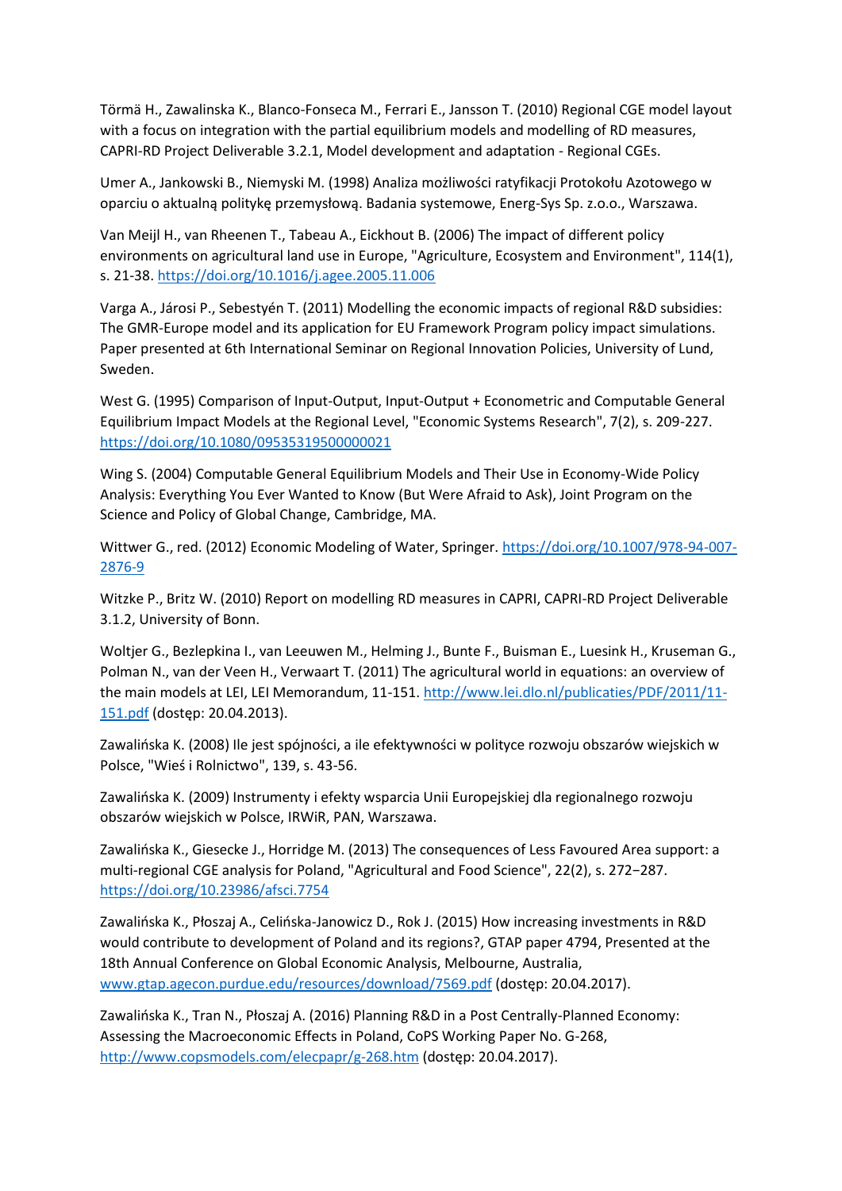Törmä H., Zawalinska K., Blanco-Fonseca M., Ferrari E., Jansson T. (2010) Regional CGE model layout with a focus on integration with the partial equilibrium models and modelling of RD measures, CAPRI-RD Project Deliverable 3.2.1, Model development and adaptation - Regional CGEs.

Umer A., Jankowski B., Niemyski M. (1998) Analiza możliwości ratyfikacji Protokołu Azotowego w oparciu o aktualną politykę przemysłową. Badania systemowe, Energ-Sys Sp. z.o.o., Warszawa.

Van Meijl H., van Rheenen T., Tabeau A., Eickhout B. (2006) The impact of different policy environments on agricultural land use in Europe, "Agriculture, Ecosystem and Environment", 114(1), s. 21-38. https://doi.org/10.1016/j.agee.2005.11.006

Varga A., Járosi P., Sebestyén T. (2011) Modelling the economic impacts of regional R&D subsidies: The GMR-Europe model and its application for EU Framework Program policy impact simulations. Paper presented at 6th International Seminar on Regional Innovation Policies, University of Lund, Sweden.

West G. (1995) Comparison of Input-Output, Input-Output + Econometric and Computable General Equilibrium Impact Models at the Regional Level, "Economic Systems Research", 7(2), s. 209-227. https://doi.org/10.1080/09535319500000021

Wing S. (2004) Computable General Equilibrium Models and Their Use in Economy-Wide Policy Analysis: Everything You Ever Wanted to Know (But Were Afraid to Ask), Joint Program on the Science and Policy of Global Change, Cambridge, MA.

Wittwer G., red. (2012) Economic Modeling of Water, Springer. https://doi.org/10.1007/978-94-007-2876-9

Witzke P., Britz W. (2010) Report on modelling RD measures in CAPRI, CAPRI-RD Project Deliverable 3.1.2, University of Bonn.

Woltjer G., Bezlepkina I., van Leeuwen M., Helming J., Bunte F., Buisman E., Luesink H., Kruseman G., Polman N., van der Veen H., Verwaart T. (2011) The agricultural world in equations: an overview of the main models at LEI, LEI Memorandum, 11-151. http://www.lei.dlo.nl/publicaties/PDF/2011/11-151.pdf (dostęp: 20.04.2013).

Zawalińska K. (2008) Ile jest spójności, a ile efektywności w polityce rozwoju obszarów wiejskich w Polsce, "Wieś i Rolnictwo", 139, s. 43-56.

Zawalińska K. (2009) Instrumenty i efekty wsparcia Unii Europejskiej dla regionalnego rozwoju obszarów wiejskich w Polsce, IRWiR, PAN, Warszawa.

Zawalińska K., Giesecke J., Horridge M. (2013) The consequences of Less Favoured Area support: a multi-regional CGE analysis for Poland, "Agricultural and Food Science", 22(2), s. 272−287. https://doi.org/10.23986/afsci.7754

Zawalińska K., Płoszaj A., Celińska-Janowicz D., Rok J. (2015) How increasing investments in R&D would contribute to development of Poland and its regions?, GTAP paper 4794, Presented at the 18th Annual Conference on Global Economic Analysis, Melbourne, Australia, www.gtap.agecon.purdue.edu/resources/download/7569.pdf (dostęp: 20.04.2017).

Zawalińska K., Tran N., Płoszaj A. (2016) Planning R&D in a Post Centrally-Planned Economy: Assessing the Macroeconomic Effects in Poland, CoPS Working Paper No. G-268, http://www.copsmodels.com/elecpapr/g-268.htm (dostęp: 20.04.2017).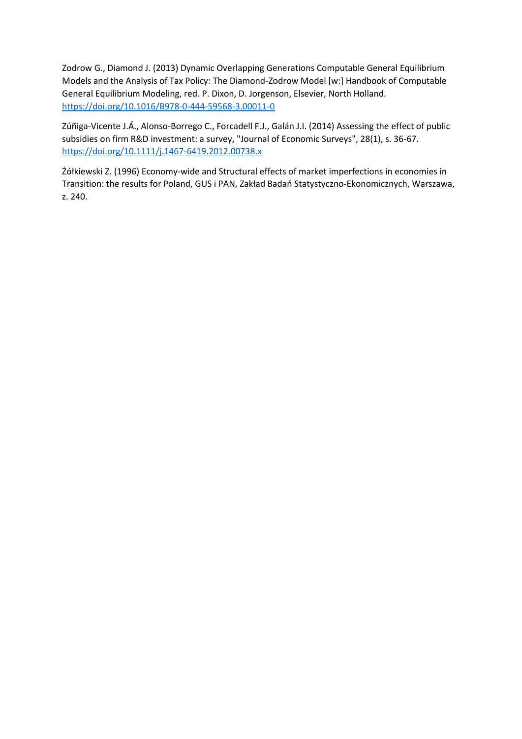Zodrow G., Diamond J. (2013) Dynamic Overlapping Generations Computable General Equilibrium Models and the Analysis of Tax Policy: The Diamond-Zodrow Model [w:] Handbook of Computable General Equilibrium Modeling, red. P. Dixon, D. Jorgenson, Elsevier, North Holland. https://doi.org/10.1016/B978-0-444-59568-3.00011-0

Zúñiga-Vicente J.Á., Alonso-Borrego C., Forcadell F.J., Galán J.I. (2014) Assessing the effect of public subsidies on firm R&D investment: a survey, "Journal of Economic Surveys", 28(1), s. 36-67. https://doi.org/10.1111/j.1467-6419.2012.00738.x

Żółkiewski Z. (1996) Economy-wide and Structural effects of market imperfections in economies in Transition: the results for Poland, GUS i PAN, Zakład Badań Statystyczno-Ekonomicznych, Warszawa, z. 240.